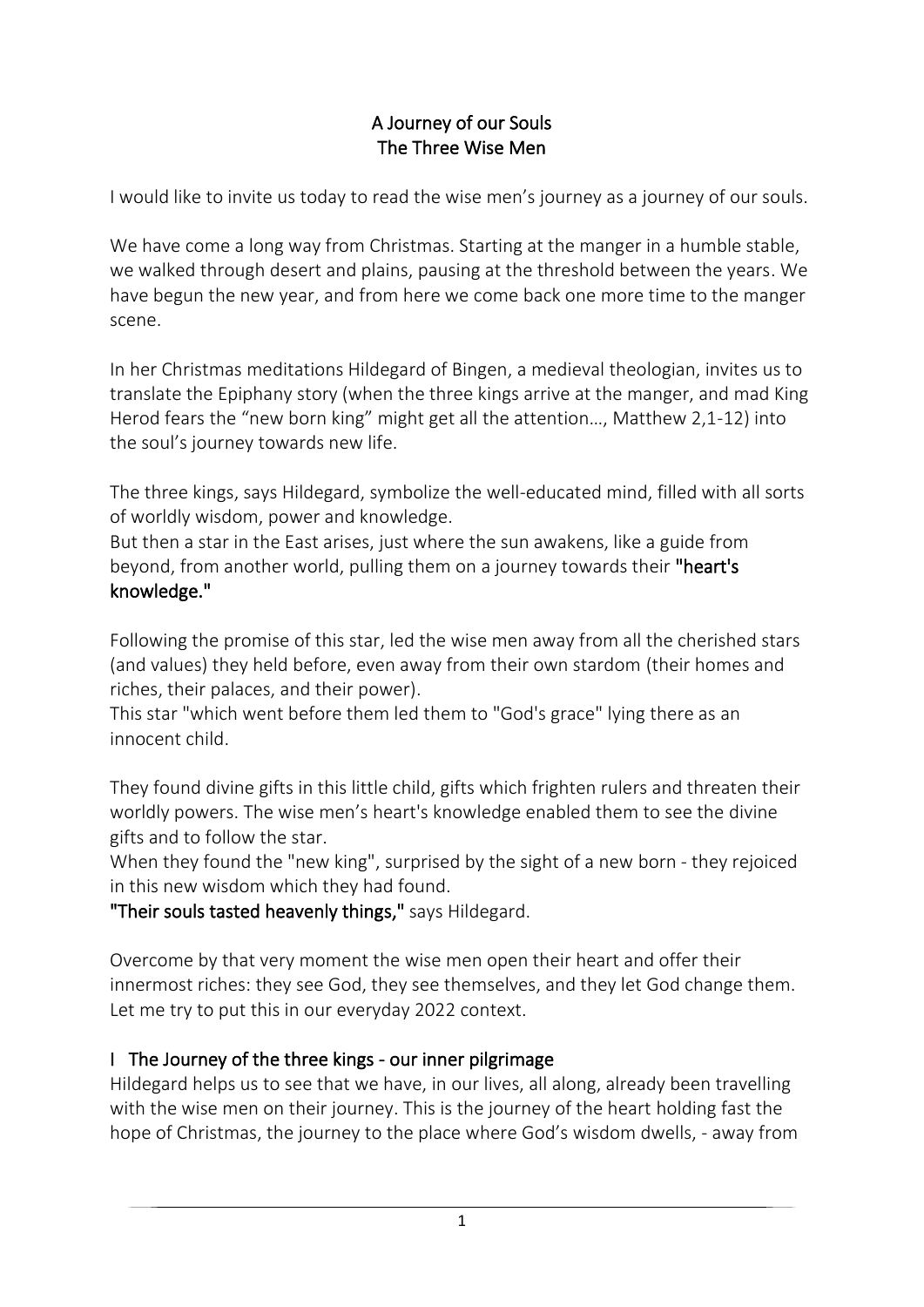# A Journey of our Souls
# The Three Wise Men

I would like to invite us today to read the wise men's journey as a journey of our souls.

We have come a long way from Christmas. Starting at the manger in a humble stable, we walked through desert and plains, pausing at the threshold between the years. We have begun the new year, and from here we come back one more time to the manger scene.

In her Christmas meditations Hildegard of Bingen, a medieval theologian, invites us to translate the Epiphany story (when the three kings arrive at the manger, and mad King Herod fears the "new born king" might get all the attention…, Matthew 2,1-12) into the soul's journey towards new life.

The three kings, says Hildegard, symbolize the well-educated mind, filled with all sorts of worldly wisdom, power and knowledge.
But then a star in the East arises, just where the sun awakens, like a guide from beyond, from another world, pulling them on a journey towards their **"heart's knowledge."**

Following the promise of this star, led the wise men away from all the cherished stars (and values) they held before, even away from their own stardom (their homes and riches, their palaces, and their power).
This star "which went before them led them to "God's grace" lying there as an innocent child.

They found divine gifts in this little child, gifts which frighten rulers and threaten their worldly powers. The wise men's heart's knowledge enabled them to see the divine gifts and to follow the star.
When they found the "new king", surprised by the sight of a new born - they rejoiced in this new wisdom which they had found.
**"Their souls tasted heavenly things,"** says Hildegard.

Overcome by that very moment the wise men open their heart and offer their innermost riches: they see God, they see themselves, and they let God change them.
Let me try to put this in our everyday 2022 context.

## I The Journey of the three kings - our inner pilgrimage

Hildegard helps us to see that we have, in our lives, all along, already been travelling with the wise men on their journey. This is the journey of the heart holding fast the hope of Christmas, the journey to the place where God's wisdom dwells, - away from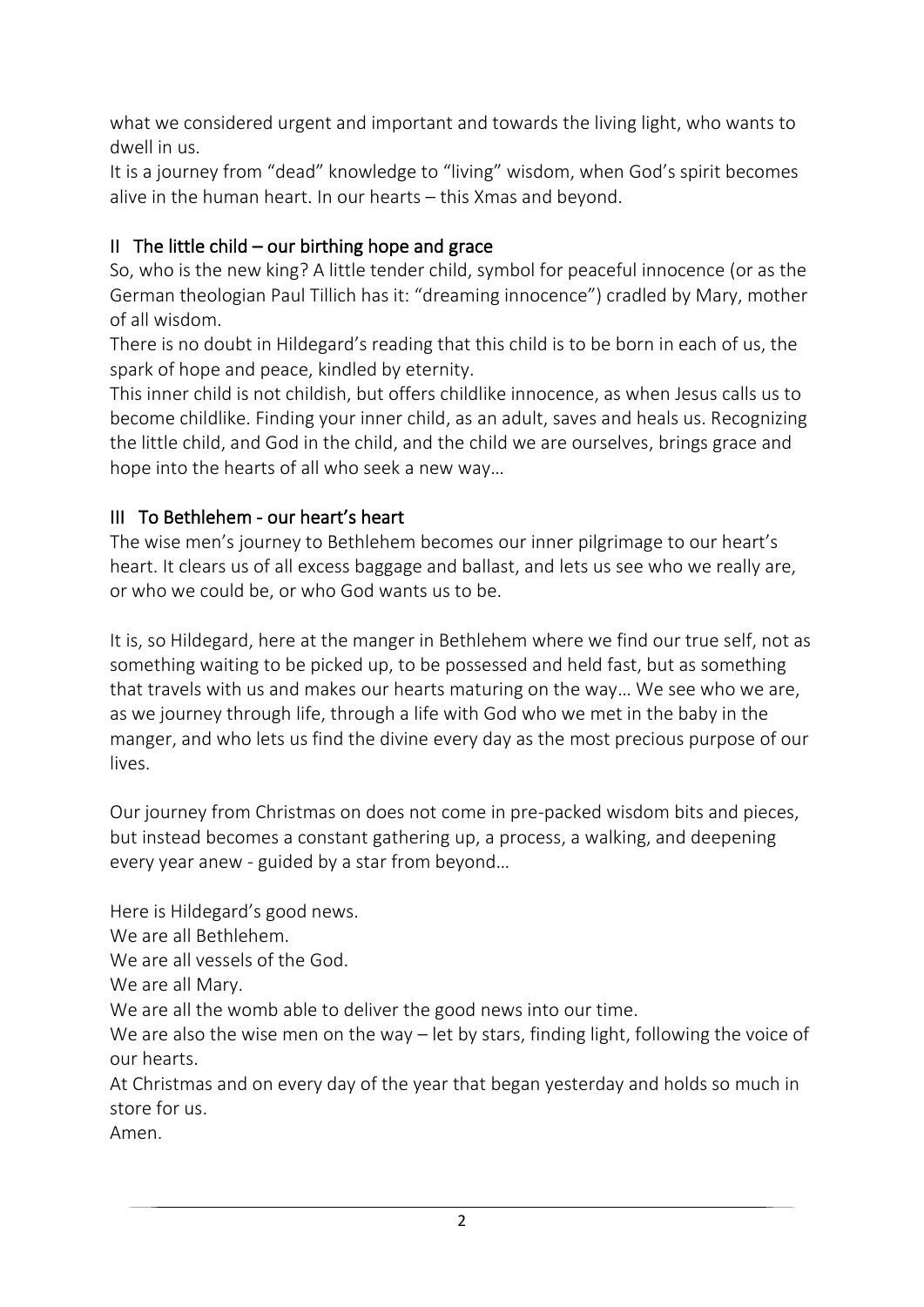what we considered urgent and important and towards the living light, who wants to dwell in us.

It is a journey from "dead" knowledge to "living" wisdom, when God's spirit becomes alive in the human heart. In our hearts – this Xmas and beyond.

## II The little child – our birthing hope and grace

So, who is the new king? A little tender child, symbol for peaceful innocence (or as the German theologian Paul Tillich has it: "dreaming innocence") cradled by Mary, mother of all wisdom.

There is no doubt in Hildegard's reading that this child is to be born in each of us, the spark of hope and peace, kindled by eternity.

This inner child is not childish, but offers childlike innocence, as when Jesus calls us to become childlike. Finding your inner child, as an adult, saves and heals us. Recognizing the little child, and God in the child, and the child we are ourselves, brings grace and hope into the hearts of all who seek a new way…

## III To Bethlehem - our heart's heart

The wise men's journey to Bethlehem becomes our inner pilgrimage to our heart's heart. It clears us of all excess baggage and ballast, and lets us see who we really are, or who we could be, or who God wants us to be.

It is, so Hildegard, here at the manger in Bethlehem where we find our true self, not as something waiting to be picked up, to be possessed and held fast, but as something that travels with us and makes our hearts maturing on the way… We see who we are, as we journey through life, through a life with God who we met in the baby in the manger, and who lets us find the divine every day as the most precious purpose of our lives.

Our journey from Christmas on does not come in pre-packed wisdom bits and pieces, but instead becomes a constant gathering up, a process, a walking, and deepening every year anew - guided by a star from beyond…

Here is Hildegard's good news.
We are all Bethlehem.
We are all vessels of the God.
We are all Mary.
We are all the womb able to deliver the good news into our time.
We are also the wise men on the way – let by stars, finding light, following the voice of our hearts.
At Christmas and on every day of the year that began yesterday and holds so much in store for us.
Amen.